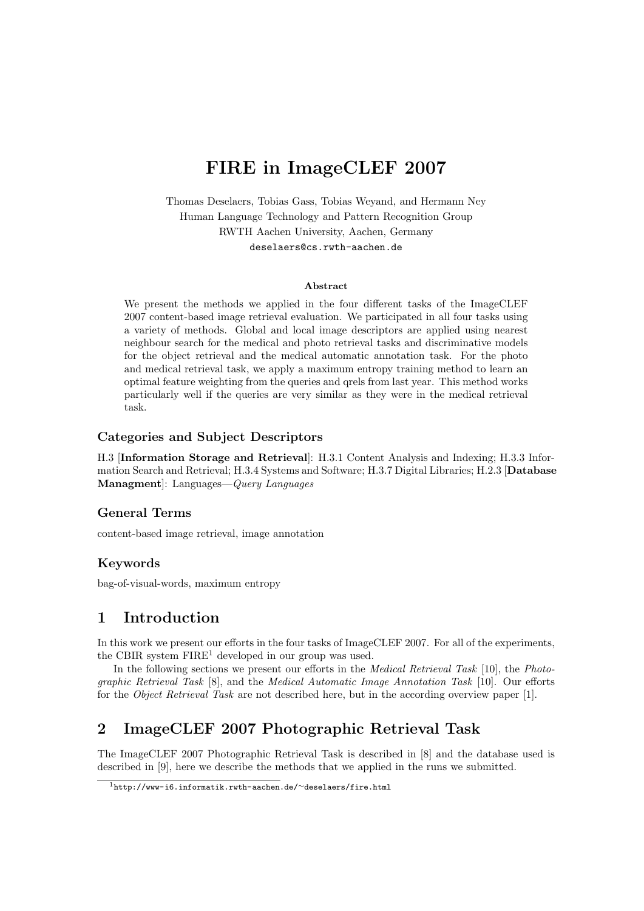# FIRE in ImageCLEF 2007

Thomas Deselaers, Tobias Gass, Tobias Weyand, and Hermann Ney
Human Language Technology and Pattern Recognition Group
RWTH Aachen University, Aachen, Germany
deselaers@cs.rwth-aachen.de

### Abstract

We present the methods we applied in the four different tasks of the ImageCLEF 2007 content-based image retrieval evaluation. We participated in all four tasks using a variety of methods. Global and local image descriptors are applied using nearest neighbour search for the medical and photo retrieval tasks and discriminative models for the object retrieval and the medical automatic annotation task. For the photo and medical retrieval task, we apply a maximum entropy training method to learn an optimal feature weighting from the queries and qrels from last year. This method works particularly well if the queries are very similar as they were in the medical retrieval task.

### Categories and Subject Descriptors

H.3 [**Information Storage and Retrieval**]: H.3.1 Content Analysis and Indexing; H.3.3 Information Search and Retrieval; H.3.4 Systems and Software; H.3.7 Digital Libraries; H.2.3 [**Database Managment**]: Languages—*Query Languages*

### General Terms

content-based image retrieval, image annotation

### Keywords

bag-of-visual-words, maximum entropy

## 1 Introduction

In this work we present our efforts in the four tasks of ImageCLEF 2007. For all of the experiments, the CBIR system FIRE[1] developed in our group was used.

In the following sections we present our efforts in the *Medical Retrieval Task* [10], the *Photographic Retrieval Task* [8], and the *Medical Automatic Image Annotation Task* [10]. Our efforts for the *Object Retrieval Task* are not described here, but in the according overview paper [1].

## 2 ImageCLEF 2007 Photographic Retrieval Task

The ImageCLEF 2007 Photographic Retrieval Task is described in [8] and the database used is described in [9], here we describe the methods that we applied in the runs we submitted.

[1] http://www-i6.informatik.rwth-aachen.de/~deselaers/fire.html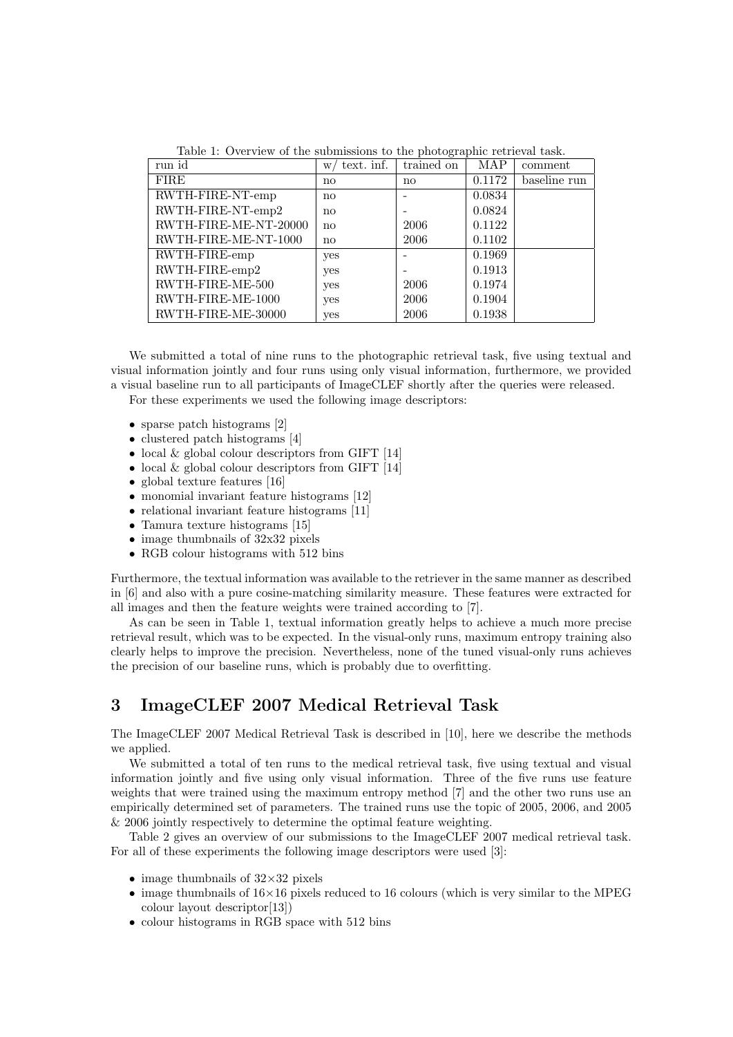Table 1: Overview of the submissions to the photographic retrieval task.

| run id | w/ text. inf. | trained on | MAP | comment |
|---|---|---|---|---|
| FIRE | no | no | 0.1172 | baseline run |
| RWTH-FIRE-NT-emp | no | - | 0.0834 | |
| RWTH-FIRE-NT-emp2 | no | - | 0.0824 | |
| RWTH-FIRE-ME-NT-20000 | no | 2006 | 0.1122 | |
| RWTH-FIRE-ME-NT-1000 | no | 2006 | 0.1102 | |
| RWTH-FIRE-emp | yes | - | 0.1969 | |
| RWTH-FIRE-emp2 | yes | - | 0.1913 | |
| RWTH-FIRE-ME-500 | yes | 2006 | 0.1974 | |
| RWTH-FIRE-ME-1000 | yes | 2006 | 0.1904 | |
| RWTH-FIRE-ME-30000 | yes | 2006 | 0.1938 | |

We submitted a total of nine runs to the photographic retrieval task, five using textual and visual information jointly and four runs using only visual information, furthermore, we provided a visual baseline run to all participants of ImageCLEF shortly after the queries were released.

For these experiments we used the following image descriptors:

- sparse patch histograms [2]
- clustered patch histograms [4]
- local & global colour descriptors from GIFT [14]
- local & global colour descriptors from GIFT [14]
- global texture features [16]
- monomial invariant feature histograms [12]
- relational invariant feature histograms [11]
- Tamura texture histograms [15]
- image thumbnails of 32x32 pixels
- RGB colour histograms with 512 bins

Furthermore, the textual information was available to the retriever in the same manner as described in [6] and also with a pure cosine-matching similarity measure. These features were extracted for all images and then the feature weights were trained according to [7].

As can be seen in Table 1, textual information greatly helps to achieve a much more precise retrieval result, which was to be expected. In the visual-only runs, maximum entropy training also clearly helps to improve the precision. Nevertheless, none of the tuned visual-only runs achieves the precision of our baseline runs, which is probably due to overfitting.

## 3 ImageCLEF 2007 Medical Retrieval Task

The ImageCLEF 2007 Medical Retrieval Task is described in [10], here we describe the methods we applied.

We submitted a total of ten runs to the medical retrieval task, five using textual and visual information jointly and five using only visual information. Three of the five runs use feature weights that were trained using the maximum entropy method [7] and the other two runs use an empirically determined set of parameters. The trained runs use the topic of 2005, 2006, and 2005 & 2006 jointly respectively to determine the optimal feature weighting.

Table 2 gives an overview of our submissions to the ImageCLEF 2007 medical retrieval task. For all of these experiments the following image descriptors were used [3]:

- image thumbnails of $32\times32$ pixels
- image thumbnails of $16\times16$ pixels reduced to 16 colours (which is very similar to the MPEG colour layout descriptor[13])
- colour histograms in RGB space with 512 bins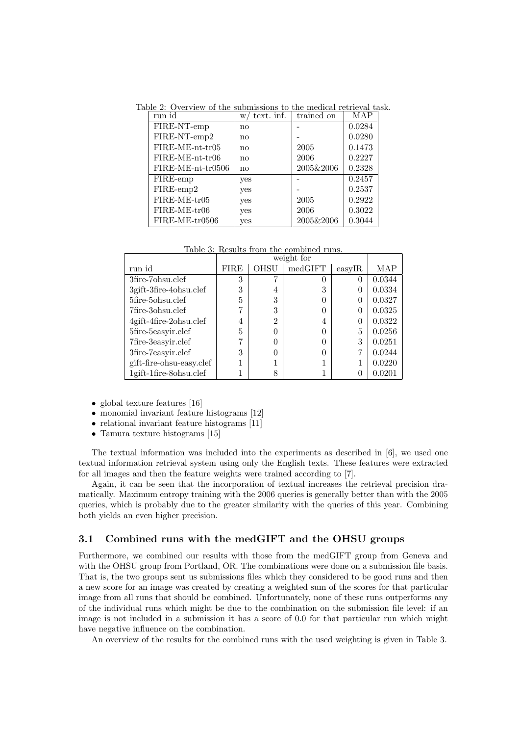Table 2: Overview of the submissions to the medical retrieval task.

| run id | w/ text. inf. | trained on | MAP |
|---|---|---|---|
| FIRE-NT-emp | no | - | 0.0284 |
| FIRE-NT-emp2 | no | - | 0.0280 |
| FIRE-ME-nt-tr05 | no | 2005 | 0.1473 |
| FIRE-ME-nt-tr06 | no | 2006 | 0.2227 |
| FIRE-ME-nt-tr0506 | no | 2005&2006 | 0.2328 |
| FIRE-emp | yes | - | 0.2457 |
| FIRE-emp2 | yes | - | 0.2537 |
| FIRE-ME-tr05 | yes | 2005 | 0.2922 |
| FIRE-ME-tr06 | yes | 2006 | 0.3022 |
| FIRE-ME-tr0506 | yes | 2005&2006 | 0.3044 |

Table 3: Results from the combined runs.

| | weight for | | | | |
|---|---|---|---|---|---|
| run id | FIRE | OHSU | medGIFT | easyIR | MAP |
| 3fire-7ohsu.clef | 3 | 7 | 0 | 0 | 0.0344 |
| 3gift-3fire-4ohsu.clef | 3 | 4 | 3 | 0 | 0.0334 |
| 5fire-5ohsu.clef | 5 | 3 | 0 | 0 | 0.0327 |
| 7fire-3ohsu.clef | 7 | 3 | 0 | 0 | 0.0325 |
| 4gift-4fire-2ohsu.clef | 4 | 2 | 4 | 0 | 0.0322 |
| 5fire-5easyir.clef | 5 | 0 | 0 | 5 | 0.0256 |
| 7fire-3easyir.clef | 7 | 0 | 0 | 3 | 0.0251 |
| 3fire-7easyir.clef | 3 | 0 | 0 | 7 | 0.0244 |
| gift-fire-ohsu-easy.clef | 1 | 1 | 1 | 1 | 0.0220 |
| 1gift-1fire-8ohsu.clef | 1 | 8 | 1 | 0 | 0.0201 |

- global texture features [16]
- monomial invariant feature histograms [12]
- relational invariant feature histograms [11]
- Tamura texture histograms [15]

The textual information was included into the experiments as described in [6], we used one textual information retrieval system using only the English texts. These features were extracted for all images and then the feature weights were trained according to [7].

Again, it can be seen that the incorporation of textual increases the retrieval precision dramatically. Maximum entropy training with the 2006 queries is generally better than with the 2005 queries, which is probably due to the greater similarity with the queries of this year. Combining both yields an even higher precision.

### 3.1 Combined runs with the medGIFT and the OHSU groups

Furthermore, we combined our results with those from the medGIFT group from Geneva and with the OHSU group from Portland, OR. The combinations were done on a submission file basis. That is, the two groups sent us submissions files which they considered to be good runs and then a new score for an image was created by creating a weighted sum of the scores for that particular image from all runs that should be combined. Unfortunately, none of these runs outperforms any of the individual runs which might be due to the combination on the submission file level: if an image is not included in a submission it has a score of 0.0 for that particular run which might have negative influence on the combination.

An overview of the results for the combined runs with the used weighting is given in Table 3.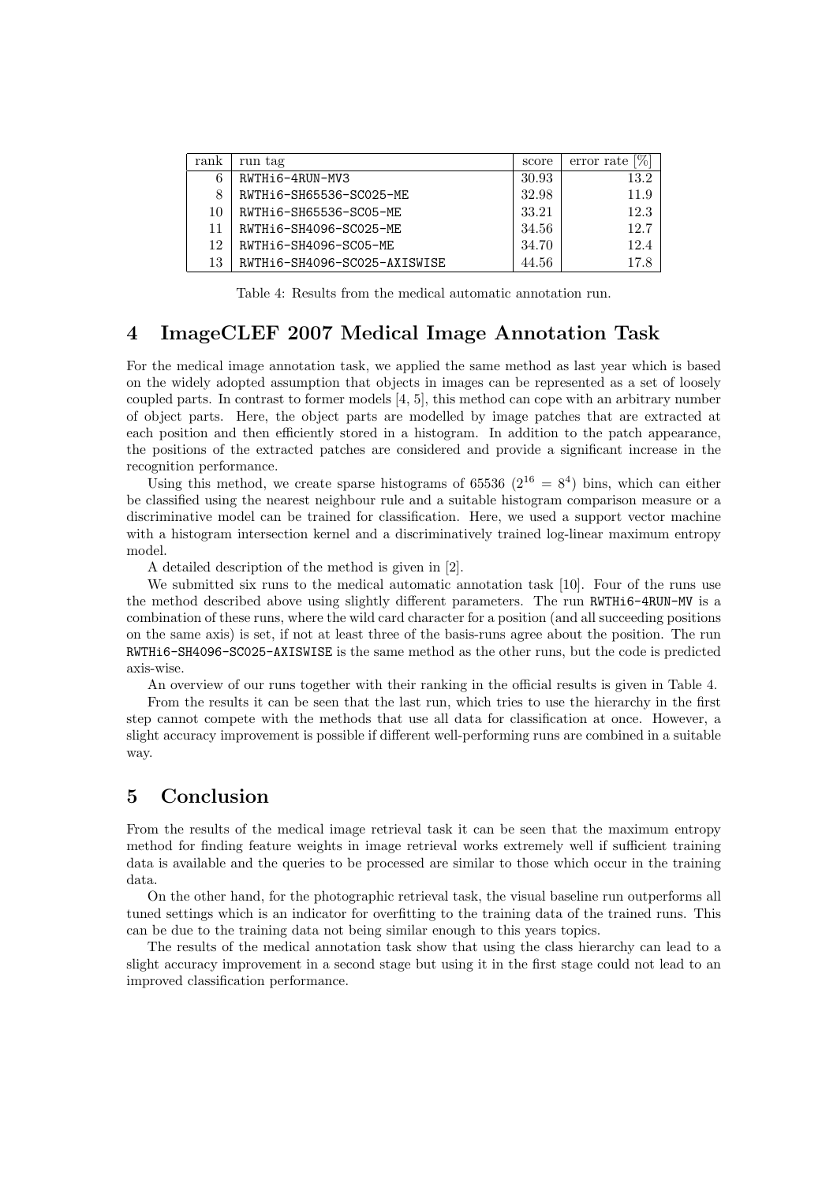| rank | run tag | score | error rate [%] |
|---|---|---|---|
| 6 | RWTHi6-4RUN-MV3 | 30.93 | 13.2 |
| 8 | RWTHi6-SH65536-SC025-ME | 32.98 | 11.9 |
| 10 | RWTHi6-SH65536-SC05-ME | 33.21 | 12.3 |
| 11 | RWTHi6-SH4096-SC025-ME | 34.56 | 12.7 |
| 12 | RWTHi6-SH4096-SC05-ME | 34.70 | 12.4 |
| 13 | RWTHi6-SH4096-SC025-AXISWISE | 44.56 | 17.8 |

Table 4: Results from the medical automatic annotation run.

## 4 ImageCLEF 2007 Medical Image Annotation Task

For the medical image annotation task, we applied the same method as last year which is based on the widely adopted assumption that objects in images can be represented as a set of loosely coupled parts. In contrast to former models [4, 5], this method can cope with an arbitrary number of object parts. Here, the object parts are modelled by image patches that are extracted at each position and then efficiently stored in a histogram. In addition to the patch appearance, the positions of the extracted patches are considered and provide a significant increase in the recognition performance.

Using this method, we create sparse histograms of 65536 ($2^{16} = 8^4$) bins, which can either be classified using the nearest neighbour rule and a suitable histogram comparison measure or a discriminative model can be trained for classification. Here, we used a support vector machine with a histogram intersection kernel and a discriminatively trained log-linear maximum entropy model.

A detailed description of the method is given in [2].

We submitted six runs to the medical automatic annotation task [10]. Four of the runs use the method described above using slightly different parameters. The run `RWTHi6-4RUN-MV` is a combination of these runs, where the wild card character for a position (and all succeeding positions on the same axis) is set, if not at least three of the basis-runs agree about the position. The run `RWTHi6-SH4096-SC025-AXISWISE` is the same method as the other runs, but the code is predicted axis-wise.

An overview of our runs together with their ranking in the official results is given in Table 4.

From the results it can be seen that the last run, which tries to use the hierarchy in the first step cannot compete with the methods that use all data for classification at once. However, a slight accuracy improvement is possible if different well-performing runs are combined in a suitable way.

## 5 Conclusion

From the results of the medical image retrieval task it can be seen that the maximum entropy method for finding feature weights in image retrieval works extremely well if sufficient training data is available and the queries to be processed are similar to those which occur in the training data.

On the other hand, for the photographic retrieval task, the visual baseline run outperforms all tuned settings which is an indicator for overfitting to the training data of the trained runs. This can be due to the training data not being similar enough to this years topics.

The results of the medical annotation task show that using the class hierarchy can lead to a slight accuracy improvement in a second stage but using it in the first stage could not lead to an improved classification performance.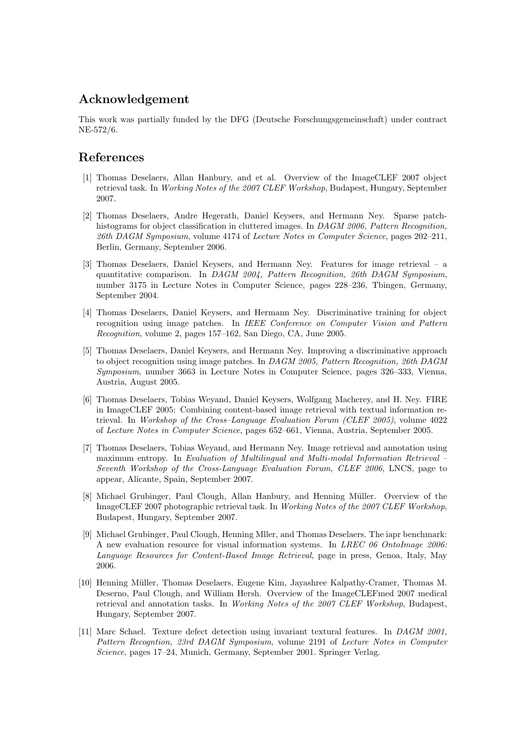## Acknowledgement

This work was partially funded by the DFG (Deutsche Forschungsgemeinschaft) under contract NE-572/6.

## References

[1] Thomas Deselaers, Allan Hanbury, and et al. Overview of the ImageCLEF 2007 object retrieval task. In *Working Notes of the 2007 CLEF Workshop*, Budapest, Hungary, September 2007.

[2] Thomas Deselaers, Andre Hegerath, Daniel Keysers, and Hermann Ney. Sparse patch-histograms for object classification in cluttered images. In *DAGM 2006, Pattern Recognition, 26th DAGM Symposium*, volume 4174 of *Lecture Notes in Computer Science*, pages 202–211, Berlin, Germany, September 2006.

[3] Thomas Deselaers, Daniel Keysers, and Hermann Ney. Features for image retrieval – a quantitative comparison. In *DAGM 2004, Pattern Recognition, 26th DAGM Symposium*, number 3175 in Lecture Notes in Computer Science, pages 228–236, Tbingen, Germany, September 2004.

[4] Thomas Deselaers, Daniel Keysers, and Hermann Ney. Discriminative training for object recognition using image patches. In *IEEE Conference on Computer Vision and Pattern Recognition*, volume 2, pages 157–162, San Diego, CA, June 2005.

[5] Thomas Deselaers, Daniel Keysers, and Hermann Ney. Improving a discriminative approach to object recognition using image patches. In *DAGM 2005, Pattern Recognition, 26th DAGM Symposium*, number 3663 in Lecture Notes in Computer Science, pages 326–333, Vienna, Austria, August 2005.

[6] Thomas Deselaers, Tobias Weyand, Daniel Keysers, Wolfgang Macherey, and H. Ney. FIRE in ImageCLEF 2005: Combining content-based image retrieval with textual information retrieval. In *Workshop of the Cross–Language Evaluation Forum (CLEF 2005)*, volume 4022 of *Lecture Notes in Computer Science*, pages 652–661, Vienna, Austria, September 2005.

[7] Thomas Deselaers, Tobias Weyand, and Hermann Ney. Image retrieval and annotation using maximum entropy. In *Evaluation of Multilingual and Multi-modal Information Retrieval – Seventh Workshop of the Cross-Language Evaluation Forum, CLEF 2006*, LNCS, page to appear, Alicante, Spain, September 2007.

[8] Michael Grubinger, Paul Clough, Allan Hanbury, and Henning Müller. Overview of the ImageCLEF 2007 photographic retrieval task. In *Working Notes of the 2007 CLEF Workshop*, Budapest, Hungary, September 2007.

[9] Michael Grubinger, Paul Clough, Henning Mller, and Thomas Deselaers. The iapr benchmark: A new evaluation resource for visual information systems. In *LREC 06 OntoImage 2006: Language Resources for Content-Based Image Retrieval*, page in press, Genoa, Italy, May 2006.

[10] Henning Müller, Thomas Deselaers, Eugene Kim, Jayashree Kalpathy-Cramer, Thomas M. Deserno, Paul Clough, and William Hersh. Overview of the ImageCLEFmed 2007 medical retrieval and annotation tasks. In *Working Notes of the 2007 CLEF Workshop*, Budapest, Hungary, September 2007.

[11] Marc Schael. Texture defect detection using invariant textural features. In *DAGM 2001, Pattern Recogntion, 23rd DAGM Symposium*, volume 2191 of *Lecture Notes in Computer Science*, pages 17–24, Munich, Germany, September 2001. Springer Verlag.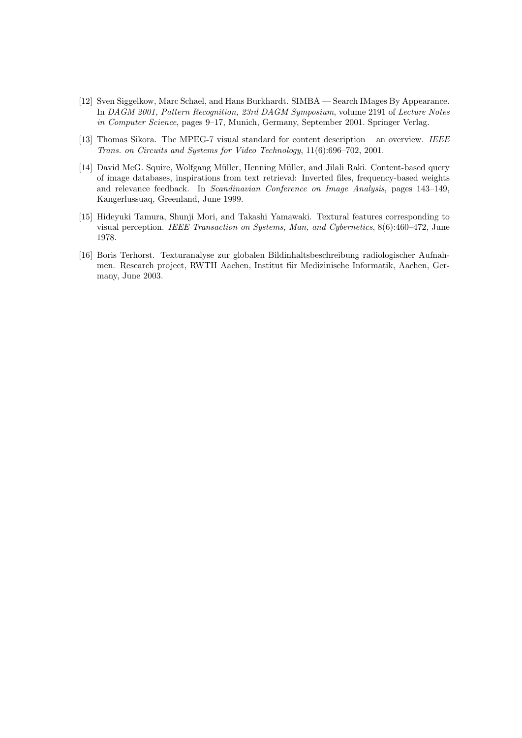[12] Sven Siggelkow, Marc Schael, and Hans Burkhardt. SIMBA — Search IMages By Appearance. In *DAGM 2001, Pattern Recognition, 23rd DAGM Symposium*, volume 2191 of *Lecture Notes in Computer Science*, pages 9–17, Munich, Germany, September 2001. Springer Verlag.

[13] Thomas Sikora. The MPEG-7 visual standard for content description – an overview. *IEEE Trans. on Circuits and Systems for Video Technology*, 11(6):696–702, 2001.

[14] David McG. Squire, Wolfgang Müller, Henning Müller, and Jilali Raki. Content-based query of image databases, inspirations from text retrieval: Inverted files, frequency-based weights and relevance feedback. In *Scandinavian Conference on Image Analysis*, pages 143–149, Kangerlussuaq, Greenland, June 1999.

[15] Hideyuki Tamura, Shunji Mori, and Takashi Yamawaki. Textural features corresponding to visual perception. *IEEE Transaction on Systems, Man, and Cybernetics*, 8(6):460–472, June 1978.

[16] Boris Terhorst. Texturanalyse zur globalen Bildinhaltsbeschreibung radiologischer Aufnahmen. Research project, RWTH Aachen, Institut für Medizinische Informatik, Aachen, Germany, June 2003.